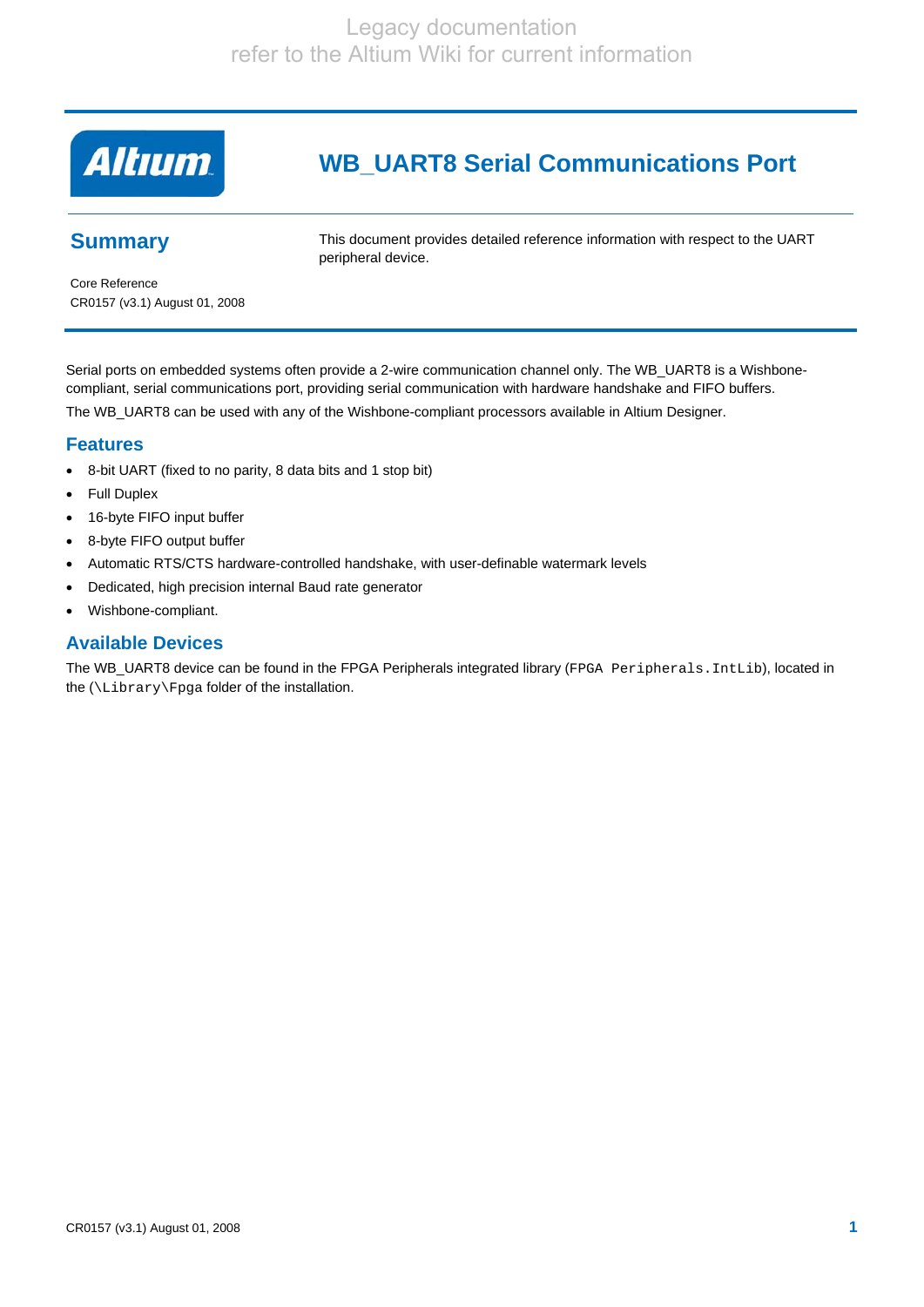Legacy documentation
refer to the Altium Wiki for current information

# WB_UART8 Serial Communications Port

## Summary

This document provides detailed reference information with respect to the UART peripheral device.

Core Reference
CR0157 (v3.1) August 01, 2008

Serial ports on embedded systems often provide a 2-wire communication channel only. The WB_UART8 is a Wishbone-compliant, serial communications port, providing serial communication with hardware handshake and FIFO buffers.

The WB_UART8 can be used with any of the Wishbone-compliant processors available in Altium Designer.

## Features

- 8-bit UART (fixed to no parity, 8 data bits and 1 stop bit)
- Full Duplex
- 16-byte FIFO input buffer
- 8-byte FIFO output buffer
- Automatic RTS/CTS hardware-controlled handshake, with user-definable watermark levels
- Dedicated, high precision internal Baud rate generator
- Wishbone-compliant.

## Available Devices

The WB_UART8 device can be found in the FPGA Peripherals integrated library (`FPGA Peripherals.IntLib`), located in the (`\Library\Fpga` folder of the installation.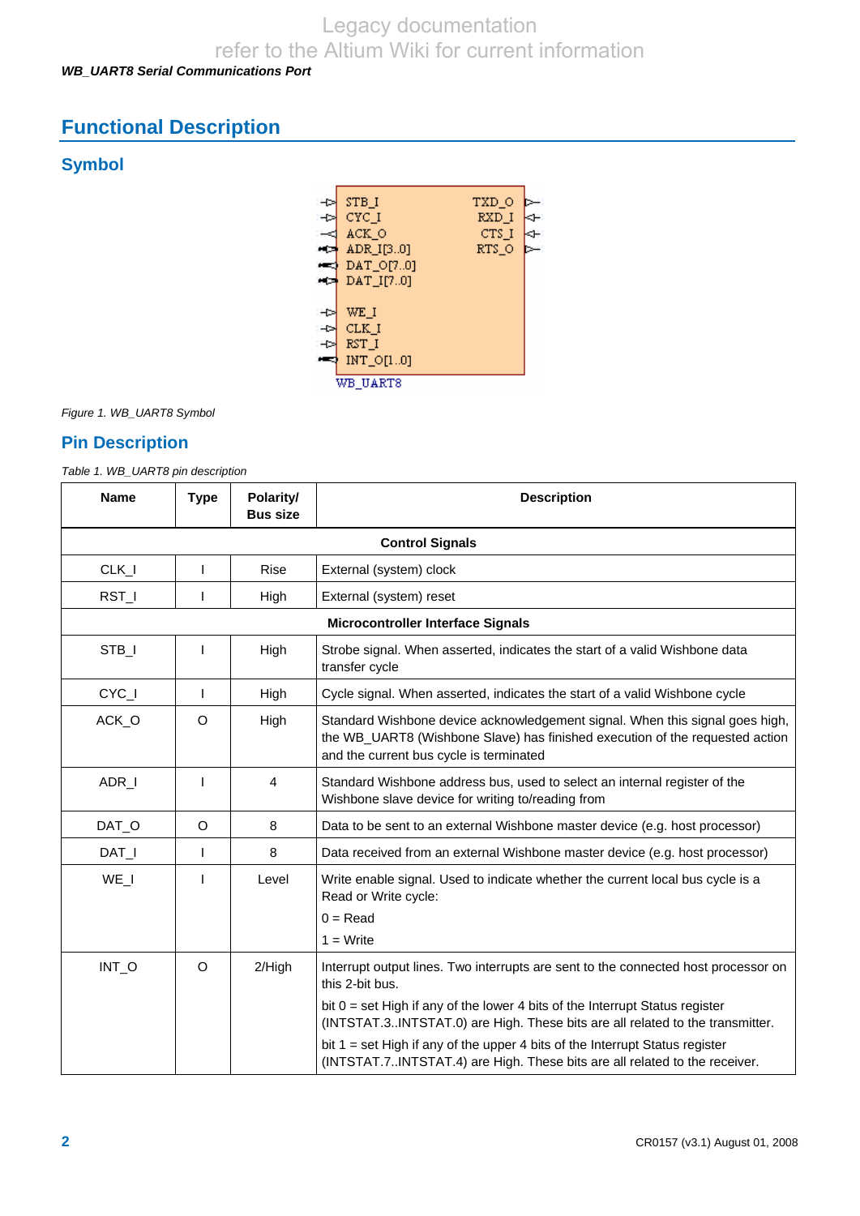# Functional Description

## Symbol

Figure 1. WB_UART8 Symbol

## Pin Description

Table 1. WB_UART8 pin description

| Name | Type | Polarity/ Bus size | Description |
|---|---|---|---|
| **Control Signals** | | | |
| CLK_I | I | Rise | External (system) clock |
| RST_I | I | High | External (system) reset |
| **Microcontroller Interface Signals** | | | |
| STB_I | I | High | Strobe signal. When asserted, indicates the start of a valid Wishbone data transfer cycle |
| CYC_I | I | High | Cycle signal. When asserted, indicates the start of a valid Wishbone cycle |
| ACK_O | O | High | Standard Wishbone device acknowledgement signal. When this signal goes high, the WB_UART8 (Wishbone Slave) has finished execution of the requested action and the current bus cycle is terminated |
| ADR_I | I | 4 | Standard Wishbone address bus, used to select an internal register of the Wishbone slave device for writing to/reading from |
| DAT_O | O | 8 | Data to be sent to an external Wishbone master device (e.g. host processor) |
| DAT_I | I | 8 | Data received from an external Wishbone master device (e.g. host processor) |
| WE_I | I | Level | Write enable signal. Used to indicate whether the current local bus cycle is a Read or Write cycle:<br>0 = Read<br>1 = Write |
| INT_O | O | 2/High | Interrupt output lines. Two interrupts are sent to the connected host processor on this 2-bit bus.<br>bit 0 = set High if any of the lower 4 bits of the Interrupt Status register (INTSTAT.3..INTSTAT.0) are High. These bits are all related to the transmitter.<br>bit 1 = set High if any of the upper 4 bits of the Interrupt Status register (INTSTAT.7..INTSTAT.4) are High. These bits are all related to the receiver. |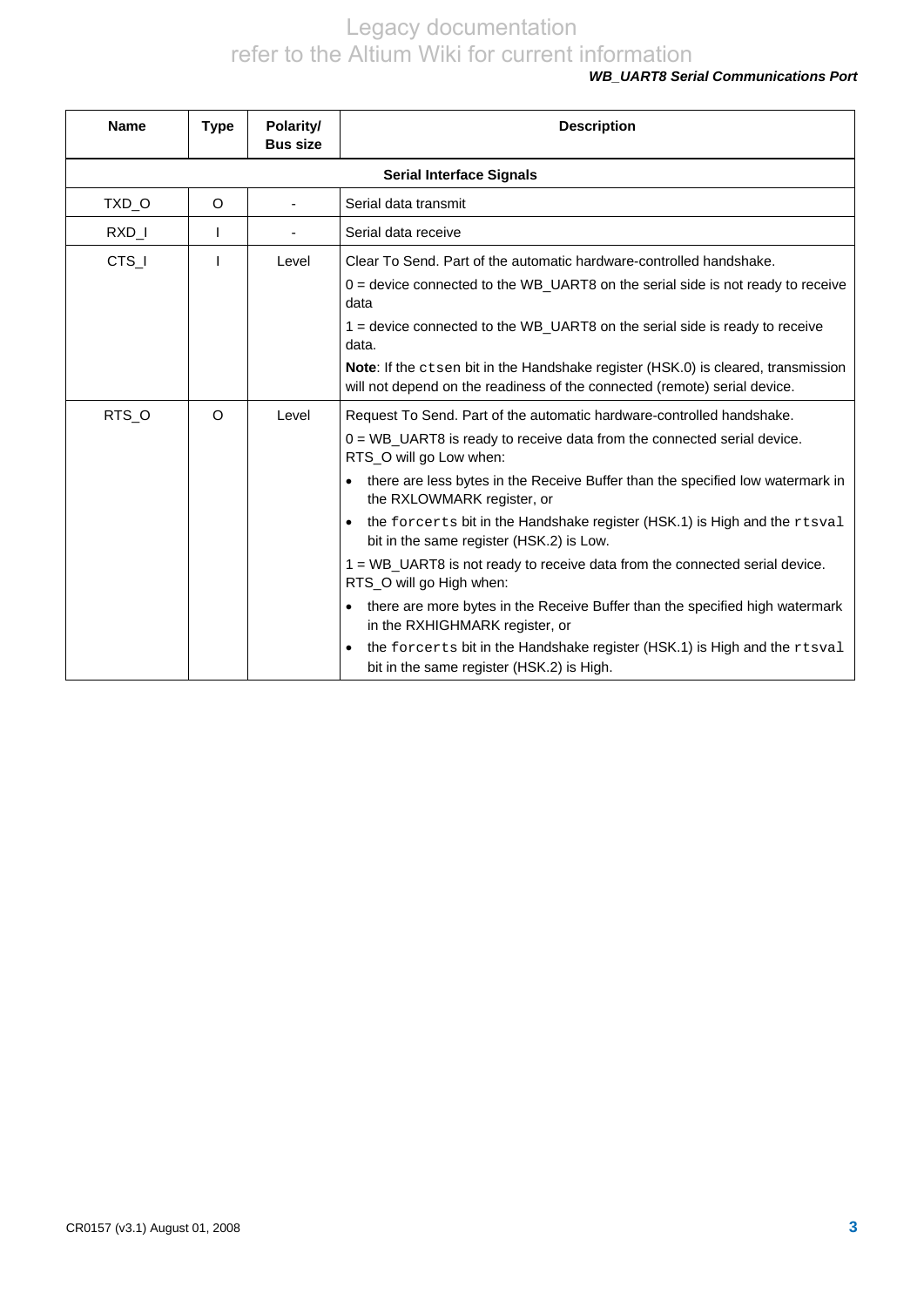| Name | Type | Polarity/ Bus size | Description |
| --- | --- | --- | --- |
| **Serial Interface Signals** | | | |
| TXD_O | O | - | Serial data transmit |
| RXD_I | I | - | Serial data receive |
| CTS_I | I | Level | Clear To Send. Part of the automatic hardware-controlled handshake.<br>0 = device connected to the WB_UART8 on the serial side is not ready to receive data<br>1 = device connected to the WB_UART8 on the serial side is ready to receive data.<br>**Note**: If the `ctsen` bit in the Handshake register (HSK.0) is cleared, transmission will not depend on the readiness of the connected (remote) serial device. |
| RTS_O | O | Level | Request To Send. Part of the automatic hardware-controlled handshake.<br>0 = WB_UART8 is ready to receive data from the connected serial device. RTS_O will go Low when:<br>• there are less bytes in the Receive Buffer than the specified low watermark in the RXLOWMARK register, or<br>• the `forcerts` bit in the Handshake register (HSK.1) is High and the `rtsval` bit in the same register (HSK.2) is Low.<br>1 = WB_UART8 is not ready to receive data from the connected serial device. RTS_O will go High when:<br>• there are more bytes in the Receive Buffer than the specified high watermark in the RXHIGHMARK register, or<br>• the `forcerts` bit in the Handshake register (HSK.1) is High and the `rtsval` bit in the same register (HSK.2) is High. |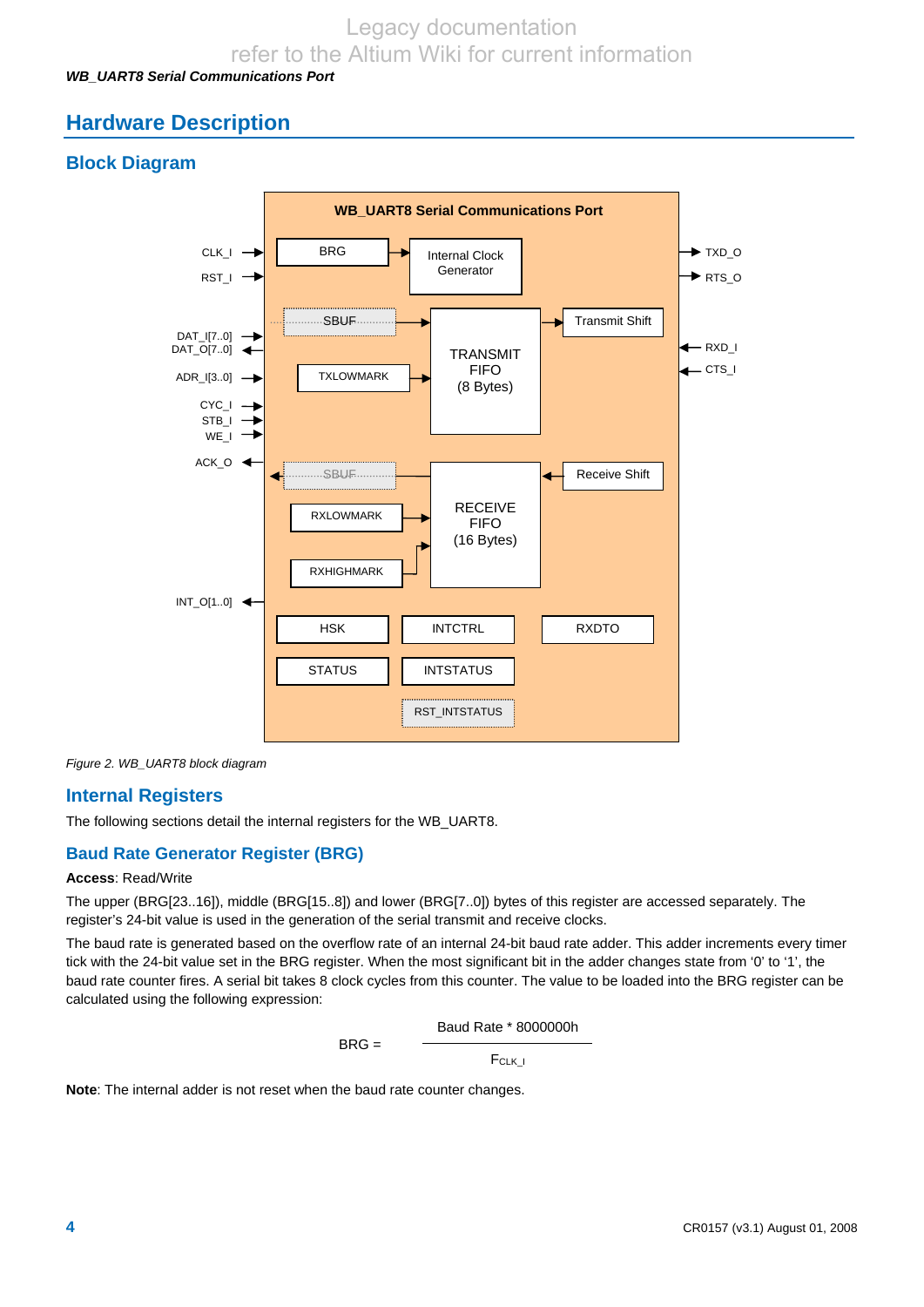# Hardware Description

## Block Diagram

*Figure 2. WB_UART8 block diagram*

## Internal Registers

The following sections detail the internal registers for the WB_UART8.

### Baud Rate Generator Register (BRG)

**Access**: Read/Write

The upper (BRG[23..16]), middle (BRG[15..8]) and lower (BRG[7..0]) bytes of this register are accessed separately. The register's 24-bit value is used in the generation of the serial transmit and receive clocks.

The baud rate is generated based on the overflow rate of an internal 24-bit baud rate adder. This adder increments every timer tick with the 24-bit value set in the BRG register. When the most significant bit in the adder changes state from '0' to '1', the baud rate counter fires. A serial bit takes 8 clock cycles from this counter. The value to be loaded into the BRG register can be calculated using the following expression:

$$BRG = \frac{\text{Baud Rate} * 8000000h}{F_{CLK\_I}}$$

**Note**: The internal adder is not reset when the baud rate counter changes.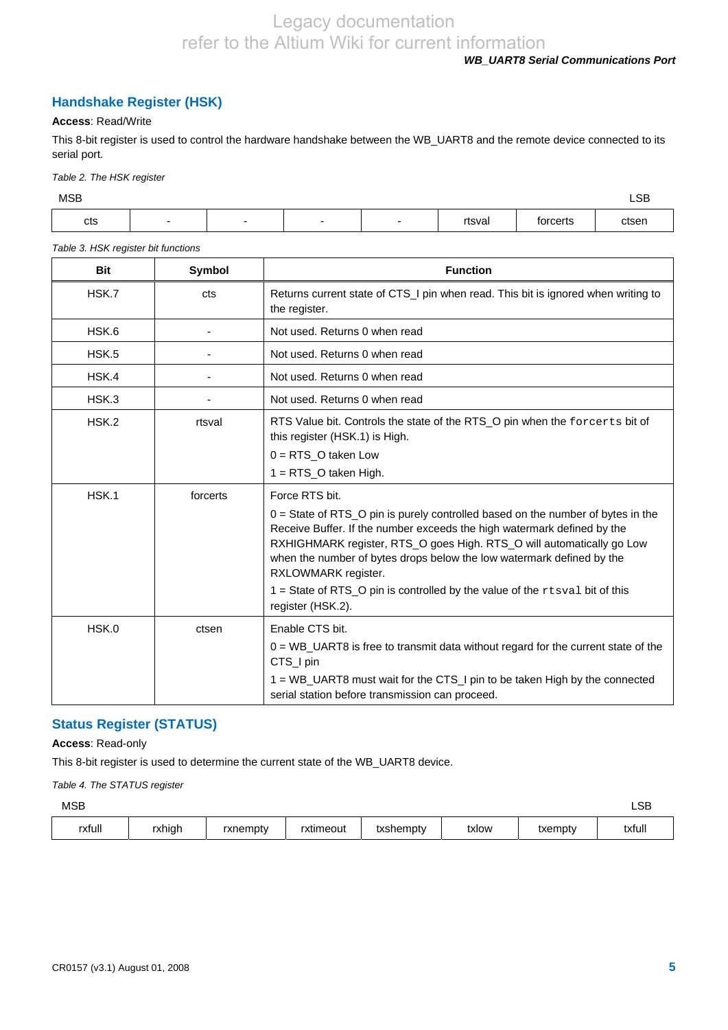## Handshake Register (HSK)

**Access**: Read/Write

This 8-bit register is used to control the hardware handshake between the WB_UART8 and the remote device connected to its serial port.

*Table 2. The HSK register*

| MSB | | | | | | | LSB |
|---|---|---|---|---|---|---|---|
| cts | - | - | - | - | rtsval | forcerts | ctsen |

*Table 3. HSK register bit functions*

| Bit | Symbol | Function |
|---|---|---|
| HSK.7 | cts | Returns current state of CTS_I pin when read. This bit is ignored when writing to the register. |
| HSK.6 | - | Not used. Returns 0 when read |
| HSK.5 | - | Not used. Returns 0 when read |
| HSK.4 | - | Not used. Returns 0 when read |
| HSK.3 | - | Not used. Returns 0 when read |
| HSK.2 | rtsval | RTS Value bit. Controls the state of the RTS_O pin when the `forcerts` bit of this register (HSK.1) is High.<br>0 = RTS_O taken Low<br>1 = RTS_O taken High. |
| HSK.1 | forcerts | Force RTS bit.<br>0 = State of RTS_O pin is purely controlled based on the number of bytes in the Receive Buffer. If the number exceeds the high watermark defined by the RXHIGHMARK register, RTS_O goes High. RTS_O will automatically go Low when the number of bytes drops below the low watermark defined by the RXLOWMARK register.<br>1 = State of RTS_O pin is controlled by the value of the `rtsval` bit of this register (HSK.2). |
| HSK.0 | ctsen | Enable CTS bit.<br>0 = WB_UART8 is free to transmit data without regard for the current state of the CTS_I pin<br>1 = WB_UART8 must wait for the CTS_I pin to be taken High by the connected serial station before transmission can proceed. |

## Status Register (STATUS)

**Access**: Read-only

This 8-bit register is used to determine the current state of the WB_UART8 device.

*Table 4. The STATUS register*

| MSB | | | | | | | LSB |
|---|---|---|---|---|---|---|---|
| rxfull | rxhigh | rxnempty | rxtimeout | txshempty | txlow | txempty | txfull |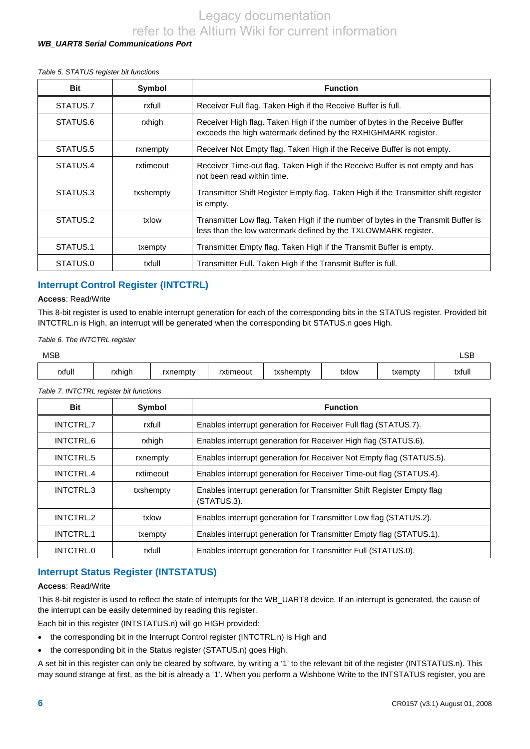*Table 5. STATUS register bit functions*

| Bit | Symbol | Function |
|---|---|---|
| STATUS.7 | rxfull | Receiver Full flag. Taken High if the Receive Buffer is full. |
| STATUS.6 | rxhigh | Receiver High flag. Taken High if the number of bytes in the Receive Buffer exceeds the high watermark defined by the RXHIGHMARK register. |
| STATUS.5 | rxnempty | Receiver Not Empty flag. Taken High if the Receive Buffer is not empty. |
| STATUS.4 | rxtimeout | Receiver Time-out flag. Taken High if the Receive Buffer is not empty and has not been read within time. |
| STATUS.3 | txshempty | Transmitter Shift Register Empty flag. Taken High if the Transmitter shift register is empty. |
| STATUS.2 | txlow | Transmitter Low flag. Taken High if the number of bytes in the Transmit Buffer is less than the low watermark defined by the TXLOWMARK register. |
| STATUS.1 | txempty | Transmitter Empty flag. Taken High if the Transmit Buffer is empty. |
| STATUS.0 | txfull | Transmitter Full. Taken High if the Transmit Buffer is full. |

## Interrupt Control Register (INTCTRL)

**Access**: Read/Write

This 8-bit register is used to enable interrupt generation for each of the corresponding bits in the STATUS register. Provided bit INTCTRL.n is High, an interrupt will be generated when the corresponding bit STATUS.n goes High.

*Table 6. The INTCTRL register*

| MSB | | | | | | | LSB |
|---|---|---|---|---|---|---|---|
| rxfull | rxhigh | rxnempty | rxtimeout | txshempty | txlow | txempty | txfull |

*Table 7. INTCTRL register bit functions*

| Bit | Symbol | Function |
|---|---|---|
| INTCTRL.7 | rxfull | Enables interrupt generation for Receiver Full flag (STATUS.7). |
| INTCTRL.6 | rxhigh | Enables interrupt generation for Receiver High flag (STATUS.6). |
| INTCTRL.5 | rxnempty | Enables interrupt generation for Receiver Not Empty flag (STATUS.5). |
| INTCTRL.4 | rxtimeout | Enables interrupt generation for Receiver Time-out flag (STATUS.4). |
| INTCTRL.3 | txshempty | Enables interrupt generation for Transmitter Shift Register Empty flag (STATUS.3). |
| INTCTRL.2 | txlow | Enables interrupt generation for Transmitter Low flag (STATUS.2). |
| INTCTRL.1 | txempty | Enables interrupt generation for Transmitter Empty flag (STATUS.1). |
| INTCTRL.0 | txfull | Enables interrupt generation for Transmitter Full (STATUS.0). |

## Interrupt Status Register (INTSTATUS)

**Access**: Read/Write

This 8-bit register is used to reflect the state of interrupts for the WB_UART8 device. If an interrupt is generated, the cause of the interrupt can be easily determined by reading this register.

Each bit in this register (INTSTATUS.n) will go HIGH provided:

- the corresponding bit in the Interrupt Control register (INTCTRL.n) is High and
- the corresponding bit in the Status register (STATUS.n) goes High.

A set bit in this register can only be cleared by software, by writing a '1' to the relevant bit of the register (INTSTATUS.n). This may sound strange at first, as the bit is already a '1'. When you perform a Wishbone Write to the INTSTATUS register, you are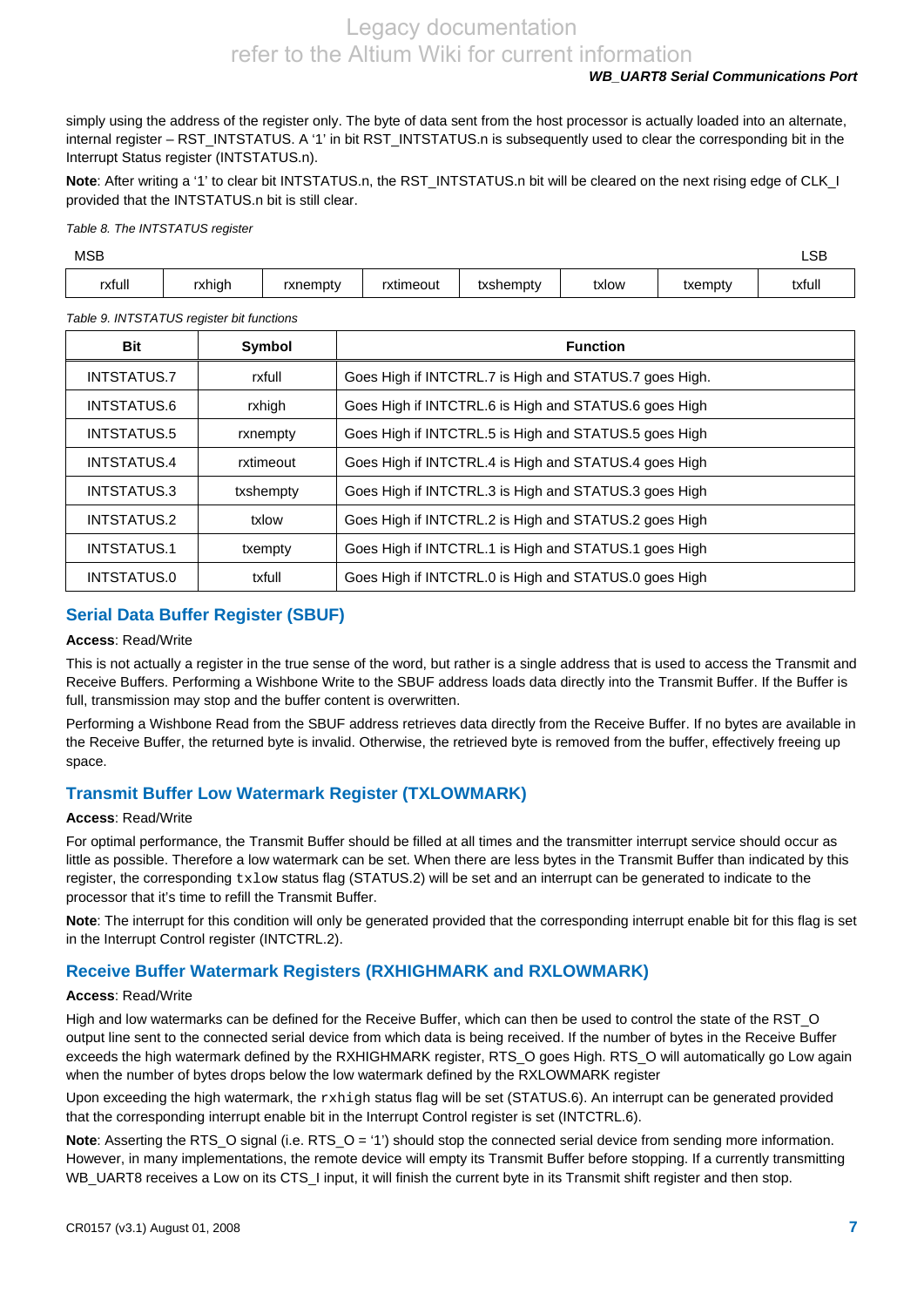simply using the address of the register only. The byte of data sent from the host processor is actually loaded into an alternate, internal register – RST_INTSTATUS. A '1' in bit RST_INTSTATUS.n is subsequently used to clear the corresponding bit in the Interrupt Status register (INTSTATUS.n).

**Note**: After writing a '1' to clear bit INTSTATUS.n, the RST_INTSTATUS.n bit will be cleared on the next rising edge of CLK_I provided that the INTSTATUS.n bit is still clear.

*Table 8. The INTSTATUS register*

| MSB | | | | | | | LSB |
|---|---|---|---|---|---|---|---|
| rxfull | rxhigh | rxnempty | rxtimeout | txshempty | txlow | txempty | txfull |

*Table 9. INTSTATUS register bit functions*

| Bit | Symbol | Function |
|---|---|---|
| INTSTATUS.7 | rxfull | Goes High if INTCTRL.7 is High and STATUS.7 goes High. |
| INTSTATUS.6 | rxhigh | Goes High if INTCTRL.6 is High and STATUS.6 goes High |
| INTSTATUS.5 | rxnempty | Goes High if INTCTRL.5 is High and STATUS.5 goes High |
| INTSTATUS.4 | rxtimeout | Goes High if INTCTRL.4 is High and STATUS.4 goes High |
| INTSTATUS.3 | txshempty | Goes High if INTCTRL.3 is High and STATUS.3 goes High |
| INTSTATUS.2 | txlow | Goes High if INTCTRL.2 is High and STATUS.2 goes High |
| INTSTATUS.1 | txempty | Goes High if INTCTRL.1 is High and STATUS.1 goes High |
| INTSTATUS.0 | txfull | Goes High if INTCTRL.0 is High and STATUS.0 goes High |

### Serial Data Buffer Register (SBUF)

**Access**: Read/Write

This is not actually a register in the true sense of the word, but rather is a single address that is used to access the Transmit and Receive Buffers. Performing a Wishbone Write to the SBUF address loads data directly into the Transmit Buffer. If the Buffer is full, transmission may stop and the buffer content is overwritten.

Performing a Wishbone Read from the SBUF address retrieves data directly from the Receive Buffer. If no bytes are available in the Receive Buffer, the returned byte is invalid. Otherwise, the retrieved byte is removed from the buffer, effectively freeing up space.

### Transmit Buffer Low Watermark Register (TXLOWMARK)

**Access**: Read/Write

For optimal performance, the Transmit Buffer should be filled at all times and the transmitter interrupt service should occur as little as possible. Therefore a low watermark can be set. When there are less bytes in the Transmit Buffer than indicated by this register, the corresponding `txlow` status flag (STATUS.2) will be set and an interrupt can be generated to indicate to the processor that it's time to refill the Transmit Buffer.

**Note**: The interrupt for this condition will only be generated provided that the corresponding interrupt enable bit for this flag is set in the Interrupt Control register (INTCTRL.2).

### Receive Buffer Watermark Registers (RXHIGHMARK and RXLOWMARK)

**Access**: Read/Write

High and low watermarks can be defined for the Receive Buffer, which can then be used to control the state of the RST_O output line sent to the connected serial device from which data is being received. If the number of bytes in the Receive Buffer exceeds the high watermark defined by the RXHIGHMARK register, RTS_O goes High. RTS_O will automatically go Low again when the number of bytes drops below the low watermark defined by the RXLOWMARK register

Upon exceeding the high watermark, the `rxhigh` status flag will be set (STATUS.6). An interrupt can be generated provided that the corresponding interrupt enable bit in the Interrupt Control register is set (INTCTRL.6).

**Note**: Asserting the RTS_O signal (i.e. RTS_O = '1') should stop the connected serial device from sending more information. However, in many implementations, the remote device will empty its Transmit Buffer before stopping. If a currently transmitting WB_UART8 receives a Low on its CTS_I input, it will finish the current byte in its Transmit shift register and then stop.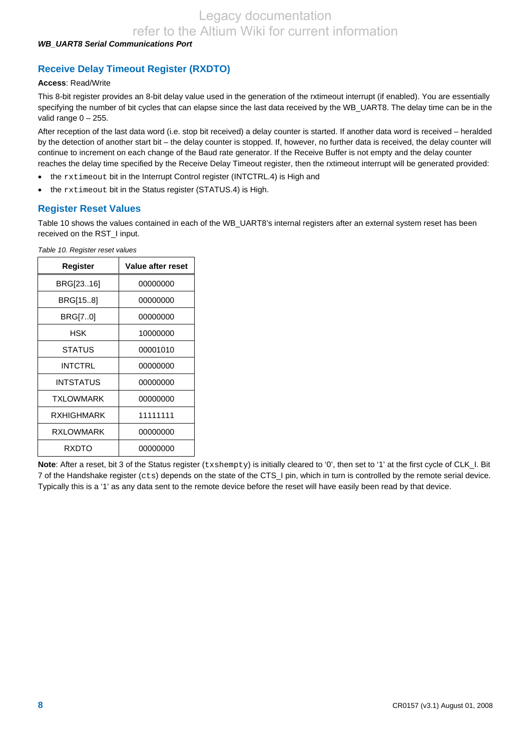## Receive Delay Timeout Register (RXDTO)

**Access**: Read/Write

This 8-bit register provides an 8-bit delay value used in the generation of the rxtimeout interrupt (if enabled). You are essentially specifying the number of bit cycles that can elapse since the last data received by the WB_UART8. The delay time can be in the valid range 0 – 255.

After reception of the last data word (i.e. stop bit received) a delay counter is started. If another data word is received – heralded by the detection of another start bit – the delay counter is stopped. If, however, no further data is received, the delay counter will continue to increment on each change of the Baud rate generator. If the Receive Buffer is not empty and the delay counter reaches the delay time specified by the Receive Delay Timeout register, then the rxtimeout interrupt will be generated provided:

- the `rxtimeout` bit in the Interrupt Control register (INTCTRL.4) is High and
- the `rxtimeout` bit in the Status register (STATUS.4) is High.

## Register Reset Values

Table 10 shows the values contained in each of the WB_UART8's internal registers after an external system reset has been received on the RST_I input.

*Table 10. Register reset values*

| Register | Value after reset |
|---|---|
| BRG[23..16] | 00000000 |
| BRG[15..8] | 00000000 |
| BRG[7..0] | 00000000 |
| HSK | 10000000 |
| STATUS | 00001010 |
| INTCTRL | 00000000 |
| INTSTATUS | 00000000 |
| TXLOWMARK | 00000000 |
| RXHIGHMARK | 11111111 |
| RXLOWMARK | 00000000 |
| RXDTO | 00000000 |

**Note**: After a reset, bit 3 of the Status register (`txshempty`) is initially cleared to '0', then set to '1' at the first cycle of CLK_I. Bit 7 of the Handshake register (`cts`) depends on the state of the CTS_I pin, which in turn is controlled by the remote serial device. Typically this is a '1' as any data sent to the remote device before the reset will have easily been read by that device.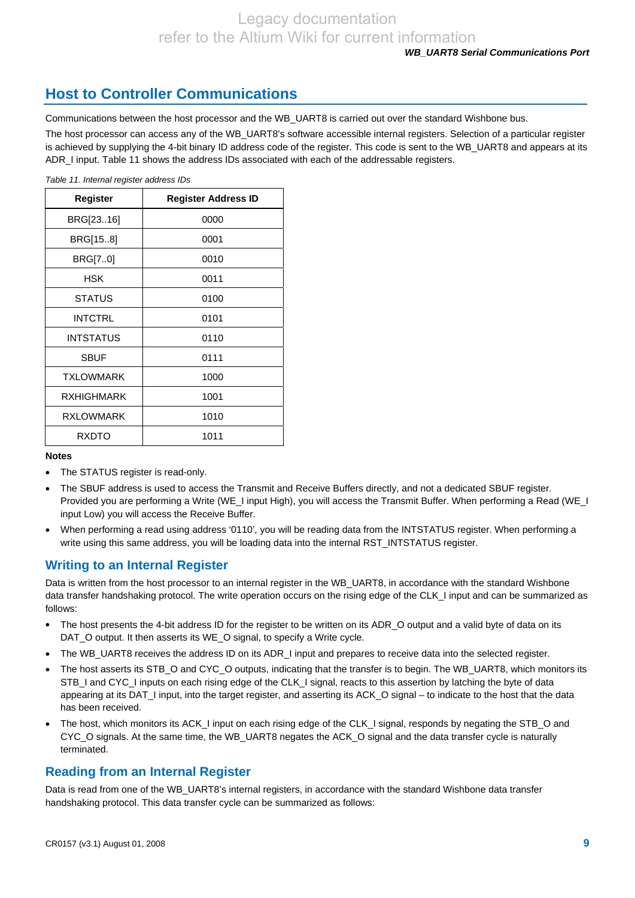## Host to Controller Communications

Communications between the host processor and the WB_UART8 is carried out over the standard Wishbone bus.

The host processor can access any of the WB_UART8's software accessible internal registers. Selection of a particular register is achieved by supplying the 4-bit binary ID address code of the register. This code is sent to the WB_UART8 and appears at its ADR_I input. Table 11 shows the address IDs associated with each of the addressable registers.

*Table 11. Internal register address IDs*

| Register | Register Address ID |
|---|---|
| BRG[23..16] | 0000 |
| BRG[15..8] | 0001 |
| BRG[7..0] | 0010 |
| HSK | 0011 |
| STATUS | 0100 |
| INTCTRL | 0101 |
| INTSTATUS | 0110 |
| SBUF | 0111 |
| TXLOWMARK | 1000 |
| RXHIGHMARK | 1001 |
| RXLOWMARK | 1010 |
| RXDTO | 1011 |

**Notes**

- The STATUS register is read-only.
- The SBUF address is used to access the Transmit and Receive Buffers directly, and not a dedicated SBUF register. Provided you are performing a Write (WE_I input High), you will access the Transmit Buffer. When performing a Read (WE_I input Low) you will access the Receive Buffer.
- When performing a read using address '0110', you will be reading data from the INTSTATUS register. When performing a write using this same address, you will be loading data into the internal RST_INTSTATUS register.

### Writing to an Internal Register

Data is written from the host processor to an internal register in the WB_UART8, in accordance with the standard Wishbone data transfer handshaking protocol. The write operation occurs on the rising edge of the CLK_I input and can be summarized as follows:

- The host presents the 4-bit address ID for the register to be written on its ADR_O output and a valid byte of data on its DAT_O output. It then asserts its WE_O signal, to specify a Write cycle.
- The WB_UART8 receives the address ID on its ADR_I input and prepares to receive data into the selected register.
- The host asserts its STB_O and CYC_O outputs, indicating that the transfer is to begin. The WB_UART8, which monitors its STB_I and CYC_I inputs on each rising edge of the CLK_I signal, reacts to this assertion by latching the byte of data appearing at its DAT_I input, into the target register, and asserting its ACK_O signal – to indicate to the host that the data has been received.
- The host, which monitors its ACK_I input on each rising edge of the CLK_I signal, responds by negating the STB_O and CYC_O signals. At the same time, the WB_UART8 negates the ACK_O signal and the data transfer cycle is naturally terminated.

### Reading from an Internal Register

Data is read from one of the WB_UART8's internal registers, in accordance with the standard Wishbone data transfer handshaking protocol. This data transfer cycle can be summarized as follows: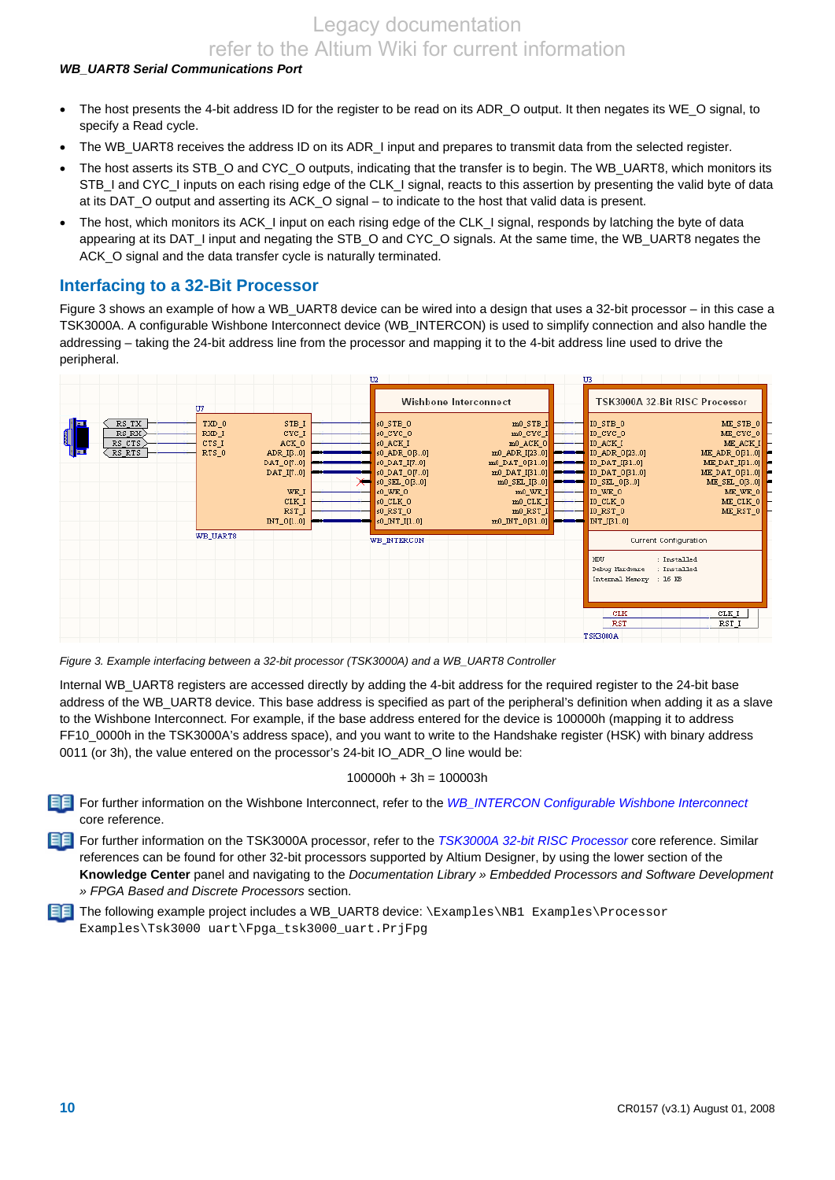- The host presents the 4-bit address ID for the register to be read on its ADR_O output. It then negates its WE_O signal, to specify a Read cycle.
- The WB_UART8 receives the address ID on its ADR_I input and prepares to transmit data from the selected register.
- The host asserts its STB_O and CYC_O outputs, indicating that the transfer is to begin. The WB_UART8, which monitors its STB_I and CYC_I inputs on each rising edge of the CLK_I signal, reacts to this assertion by presenting the valid byte of data at its DAT_O output and asserting its ACK_O signal – to indicate to the host that valid data is present.
- The host, which monitors its ACK_I input on each rising edge of the CLK_I signal, responds by latching the byte of data appearing at its DAT_I input and negating the STB_O and CYC_O signals. At the same time, the WB_UART8 negates the ACK_O signal and the data transfer cycle is naturally terminated.

## Interfacing to a 32-Bit Processor

Figure 3 shows an example of how a WB_UART8 device can be wired into a design that uses a 32-bit processor – in this case a TSK3000A. A configurable Wishbone Interconnect device (WB_INTERCON) is used to simplify connection and also handle the addressing – taking the 24-bit address line from the processor and mapping it to the 4-bit address line used to drive the peripheral.

*Figure 3. Example interfacing between a 32-bit processor (TSK3000A) and a WB_UART8 Controller*

Internal WB_UART8 registers are accessed directly by adding the 4-bit address for the required register to the 24-bit base address of the WB_UART8 device. This base address is specified as part of the peripheral's definition when adding it as a slave to the Wishbone Interconnect. For example, if the base address entered for the device is 100000h (mapping it to address FF10_0000h in the TSK3000A's address space), and you want to write to the Handshake register (HSK) with binary address 0011 (or 3h), the value entered on the processor's 24-bit IO_ADR_O line would be:

100000h + 3h = 100003h

For further information on the Wishbone Interconnect, refer to the *WB_INTERCON Configurable Wishbone Interconnect* core reference.

For further information on the TSK3000A processor, refer to the *TSK3000A 32-bit RISC Processor* core reference. Similar references can be found for other 32-bit processors supported by Altium Designer, by using the lower section of the **Knowledge Center** panel and navigating to the *Documentation Library » Embedded Processors and Software Development » FPGA Based and Discrete Processors* section.

The following example project includes a WB_UART8 device: `\Examples\NB1 Examples\Processor Examples\Tsk3000 uart\Fpga_tsk3000_uart.PrjFpg`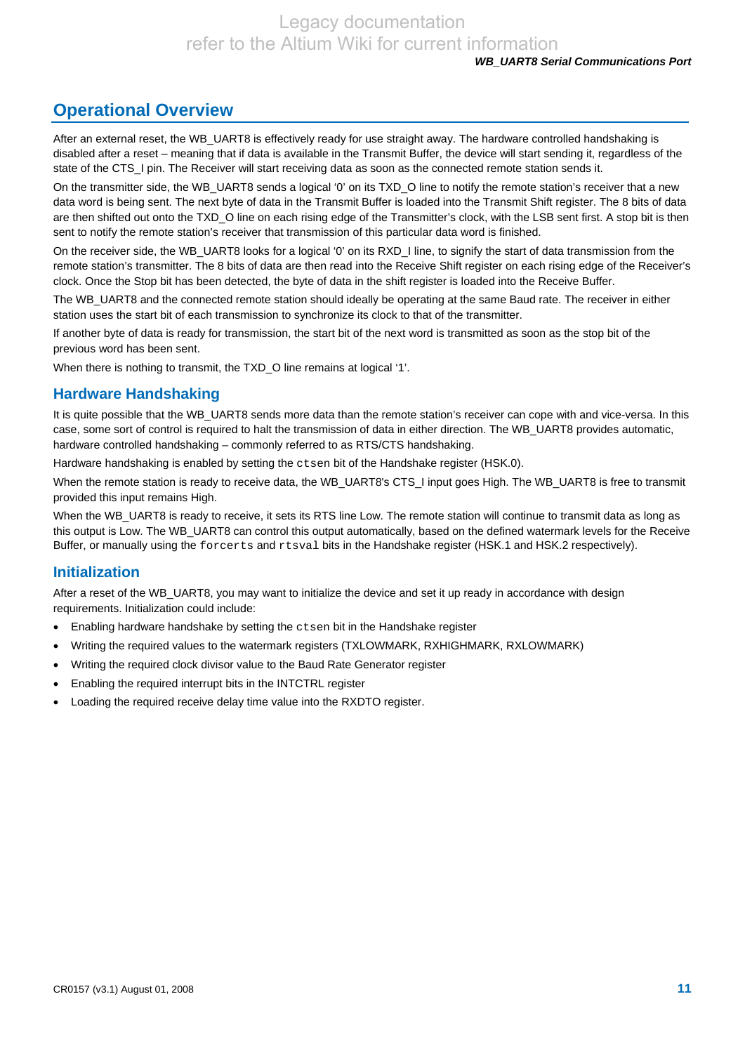## Operational Overview

After an external reset, the WB_UART8 is effectively ready for use straight away. The hardware controlled handshaking is disabled after a reset – meaning that if data is available in the Transmit Buffer, the device will start sending it, regardless of the state of the CTS_I pin. The Receiver will start receiving data as soon as the connected remote station sends it.

On the transmitter side, the WB_UART8 sends a logical '0' on its TXD_O line to notify the remote station's receiver that a new data word is being sent. The next byte of data in the Transmit Buffer is loaded into the Transmit Shift register. The 8 bits of data are then shifted out onto the TXD_O line on each rising edge of the Transmitter's clock, with the LSB sent first. A stop bit is then sent to notify the remote station's receiver that transmission of this particular data word is finished.

On the receiver side, the WB_UART8 looks for a logical '0' on its RXD_I line, to signify the start of data transmission from the remote station's transmitter. The 8 bits of data are then read into the Receive Shift register on each rising edge of the Receiver's clock. Once the Stop bit has been detected, the byte of data in the shift register is loaded into the Receive Buffer.

The WB_UART8 and the connected remote station should ideally be operating at the same Baud rate. The receiver in either station uses the start bit of each transmission to synchronize its clock to that of the transmitter.

If another byte of data is ready for transmission, the start bit of the next word is transmitted as soon as the stop bit of the previous word has been sent.

When there is nothing to transmit, the TXD_O line remains at logical '1'.

### Hardware Handshaking

It is quite possible that the WB_UART8 sends more data than the remote station's receiver can cope with and vice-versa. In this case, some sort of control is required to halt the transmission of data in either direction. The WB_UART8 provides automatic, hardware controlled handshaking – commonly referred to as RTS/CTS handshaking.

Hardware handshaking is enabled by setting the `ctsen` bit of the Handshake register (HSK.0).

When the remote station is ready to receive data, the WB_UART8's CTS_I input goes High. The WB_UART8 is free to transmit provided this input remains High.

When the WB_UART8 is ready to receive, it sets its RTS line Low. The remote station will continue to transmit data as long as this output is Low. The WB_UART8 can control this output automatically, based on the defined watermark levels for the Receive Buffer, or manually using the `forcerts` and `rtsval` bits in the Handshake register (HSK.1 and HSK.2 respectively).

### Initialization

After a reset of the WB_UART8, you may want to initialize the device and set it up ready in accordance with design requirements. Initialization could include:

- Enabling hardware handshake by setting the `ctsen` bit in the Handshake register
- Writing the required values to the watermark registers (TXLOWMARK, RXHIGHMARK, RXLOWMARK)
- Writing the required clock divisor value to the Baud Rate Generator register
- Enabling the required interrupt bits in the INTCTRL register
- Loading the required receive delay time value into the RXDTO register.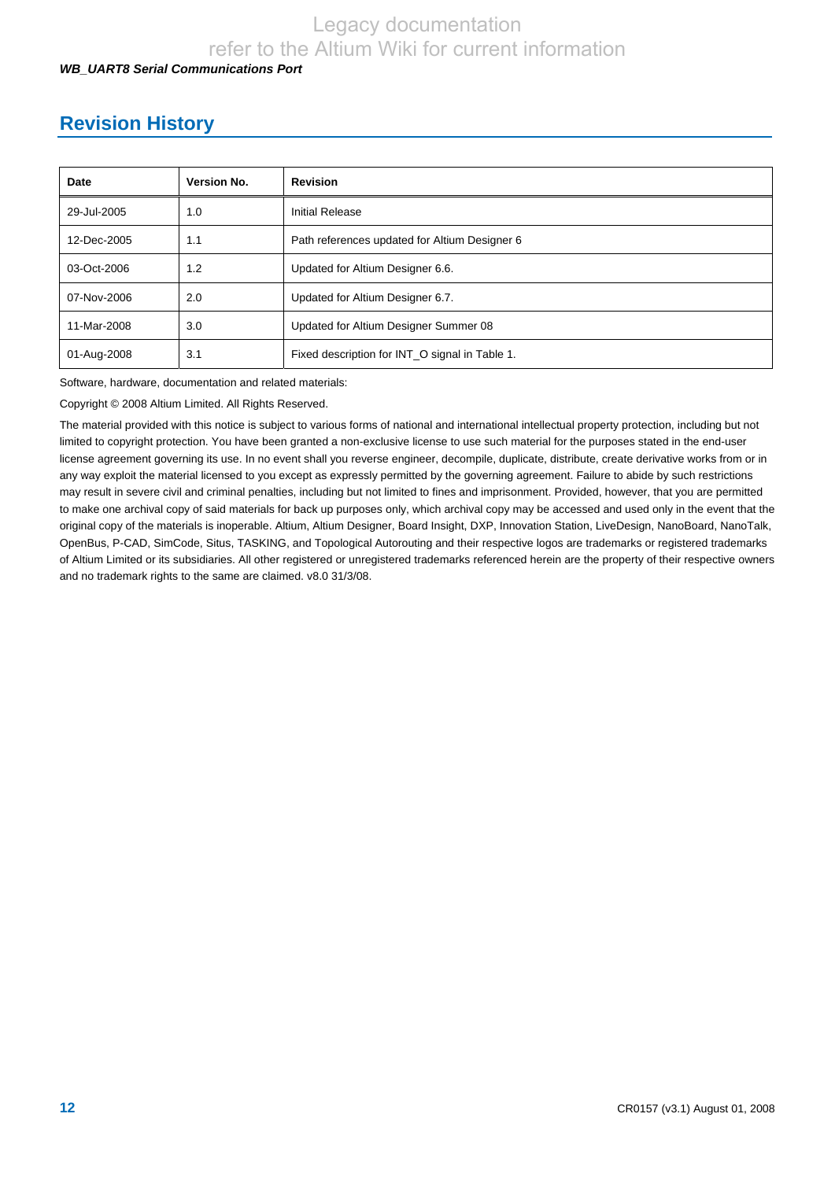## Revision History

| Date | Version No. | Revision |
|---|---|---|
| 29-Jul-2005 | 1.0 | Initial Release |
| 12-Dec-2005 | 1.1 | Path references updated for Altium Designer 6 |
| 03-Oct-2006 | 1.2 | Updated for Altium Designer 6.6. |
| 07-Nov-2006 | 2.0 | Updated for Altium Designer 6.7. |
| 11-Mar-2008 | 3.0 | Updated for Altium Designer Summer 08 |
| 01-Aug-2008 | 3.1 | Fixed description for INT_O signal in Table 1. |

Software, hardware, documentation and related materials:

Copyright © 2008 Altium Limited. All Rights Reserved.

The material provided with this notice is subject to various forms of national and international intellectual property protection, including but not limited to copyright protection. You have been granted a non-exclusive license to use such material for the purposes stated in the end-user license agreement governing its use. In no event shall you reverse engineer, decompile, duplicate, distribute, create derivative works from or in any way exploit the material licensed to you except as expressly permitted by the governing agreement. Failure to abide by such restrictions may result in severe civil and criminal penalties, including but not limited to fines and imprisonment. Provided, however, that you are permitted to make one archival copy of said materials for back up purposes only, which archival copy may be accessed and used only in the event that the original copy of the materials is inoperable. Altium, Altium Designer, Board Insight, DXP, Innovation Station, LiveDesign, NanoBoard, NanoTalk, OpenBus, P-CAD, SimCode, Situs, TASKING, and Topological Autorouting and their respective logos are trademarks or registered trademarks of Altium Limited or its subsidiaries. All other registered or unregistered trademarks referenced herein are the property of their respective owners and no trademark rights to the same are claimed. v8.0 31/3/08.